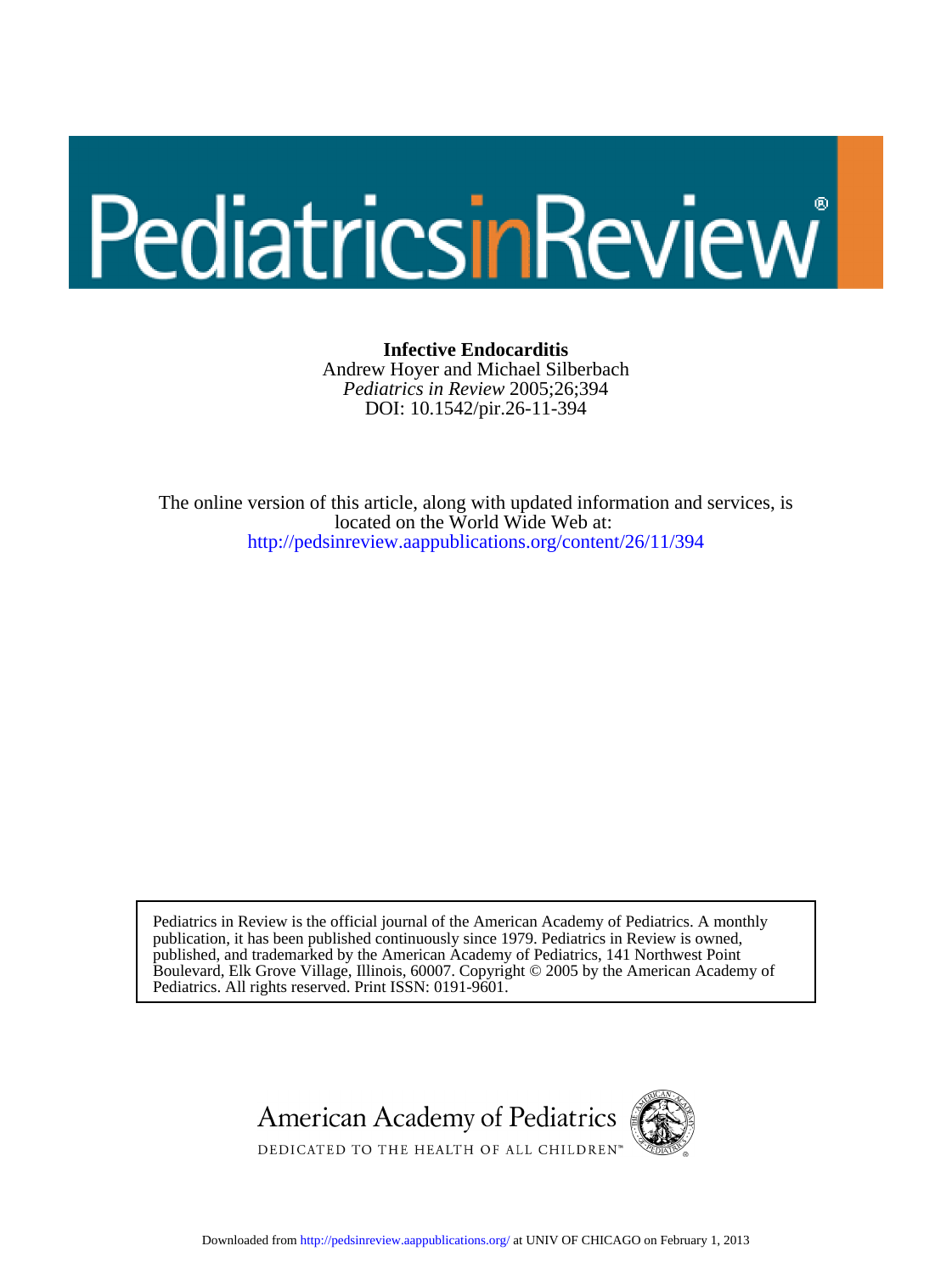# Infective Endocarditis

Andrew Hoyer and Michael Silberbach

*Pediatrics in Review* 2005;26;394

DOI: 10.1542/pir.26-11-394

The online version of this article, along with updated information and services, is located on the World Wide Web at:

http://pedsinreview.aappublications.org/content/26/11/394

Pediatrics in Review is the official journal of the American Academy of Pediatrics. A monthly publication, it has been published continuously since 1979. Pediatrics in Review is owned, published, and trademarked by the American Academy of Pediatrics, 141 Northwest Point Boulevard, Elk Grove Village, Illinois, 60007. Copyright © 2005 by the American Academy of Pediatrics. All rights reserved. Print ISSN: 0191-9601.

American Academy of Pediatrics

DEDICATED TO THE HEALTH OF ALL CHILDREN™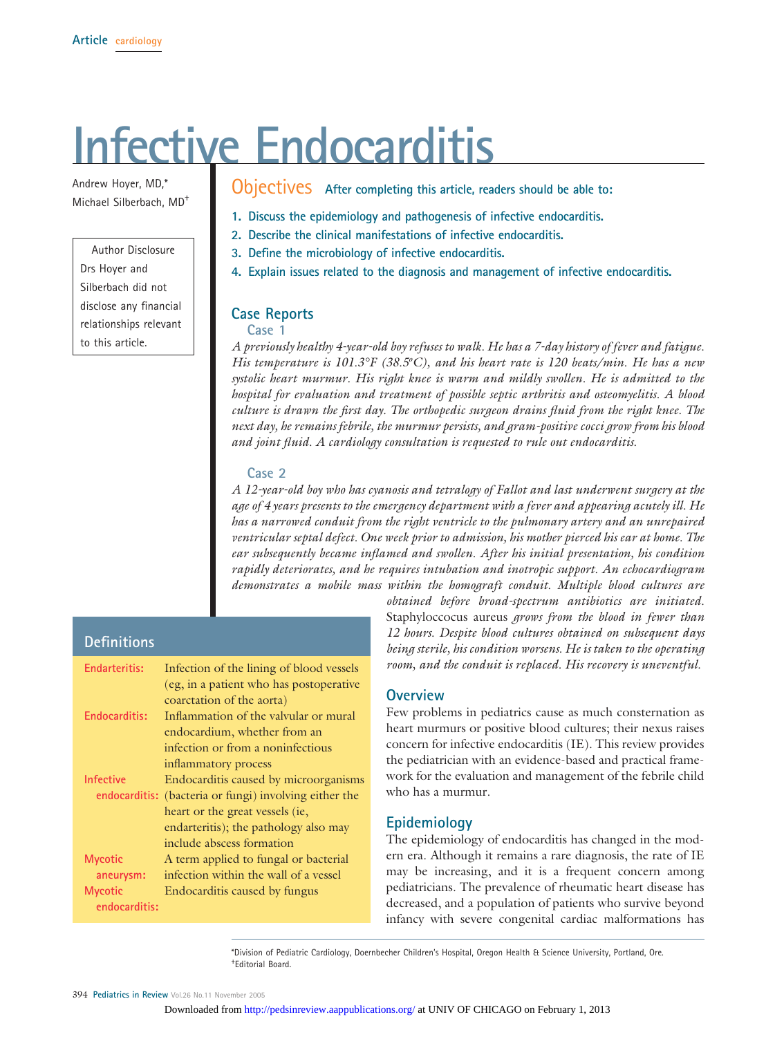Article cardiology

# Infective Endocarditis

Andrew Hoyer, MD,[*]
Michael Silberbach, MD[†]

Author Disclosure
Drs Hoyer and Silberbach did not disclose any financial relationships relevant to this article.

## Objectives

After completing this article, readers should be able to:

1. Discuss the epidemiology and pathogenesis of infective endocarditis.
2. Describe the clinical manifestations of infective endocarditis.
3. Define the microbiology of infective endocarditis.
4. Explain issues related to the diagnosis and management of infective endocarditis.

## Case Reports

### Case 1

*A previously healthy 4-year-old boy refuses to walk. He has a 7-day history of fever and fatigue. His temperature is 101.3°F (38.5°C), and his heart rate is 120 beats/min. He has a new systolic heart murmur. His right knee is warm and mildly swollen. He is admitted to the hospital for evaluation and treatment of possible septic arthritis and osteomyelitis. A blood culture is drawn the first day. The orthopedic surgeon drains fluid from the right knee. The next day, he remains febrile, the murmur persists, and gram-positive cocci grow from his blood and joint fluid. A cardiology consultation is requested to rule out endocarditis.*

### Case 2

*A 12-year-old boy who has cyanosis and tetralogy of Fallot and last underwent surgery at the age of 4 years presents to the emergency department with a fever and appearing acutely ill. He has a narrowed conduit from the right ventricle to the pulmonary artery and an unrepaired ventricular septal defect. One week prior to admission, his mother pierced his ear at home. The ear subsequently became inflamed and swollen. After his initial presentation, his condition rapidly deteriorates, and he requires intubation and inotropic support. An echocardiogram demonstrates a mobile mass within the homograft conduit. Multiple blood cultures are obtained before broad-spectrum antibiotics are initiated.* Staphyloccocus aureus *grows from the blood in fewer than 12 hours. Despite blood cultures obtained on subsequent days being sterile, his condition worsens. He is taken to the operating room, and the conduit is replaced. His recovery is uneventful.*

## Definitions

| Term | Definition |
|---|---|
| Endarteritis: | Infection of the lining of blood vessels (eg, in a patient who has postoperative coarctation of the aorta) |
| Endocarditis: | Inflammation of the valvular or mural endocardium, whether from an infection or from a noninfectious inflammatory process |
| Infective endocarditis: | Endocarditis caused by microorganisms (bacteria or fungi) involving either the heart or the great vessels (ie, endarteritis); the pathology also may include abscess formation |
| Mycotic aneurysm: | A term applied to fungal or bacterial infection within the wall of a vessel |
| Mycotic endocarditis: | Endocarditis caused by fungus |

## Overview

Few problems in pediatrics cause as much consternation as heart murmurs or positive blood cultures; their nexus raises concern for infective endocarditis (IE). This review provides the pediatrician with an evidence-based and practical framework for the evaluation and management of the febrile child who has a murmur.

## Epidemiology

The epidemiology of endocarditis has changed in the modern era. Although it remains a rare diagnosis, the rate of IE may be increasing, and it is a frequent concern among pediatricians. The prevalence of rheumatic heart disease has decreased, and a population of patients who survive beyond infancy with severe congenital cardiac malformations has

[*]Division of Pediatric Cardiology, Doernbecher Children's Hospital, Oregon Health & Science University, Portland, Ore.
[†]Editorial Board.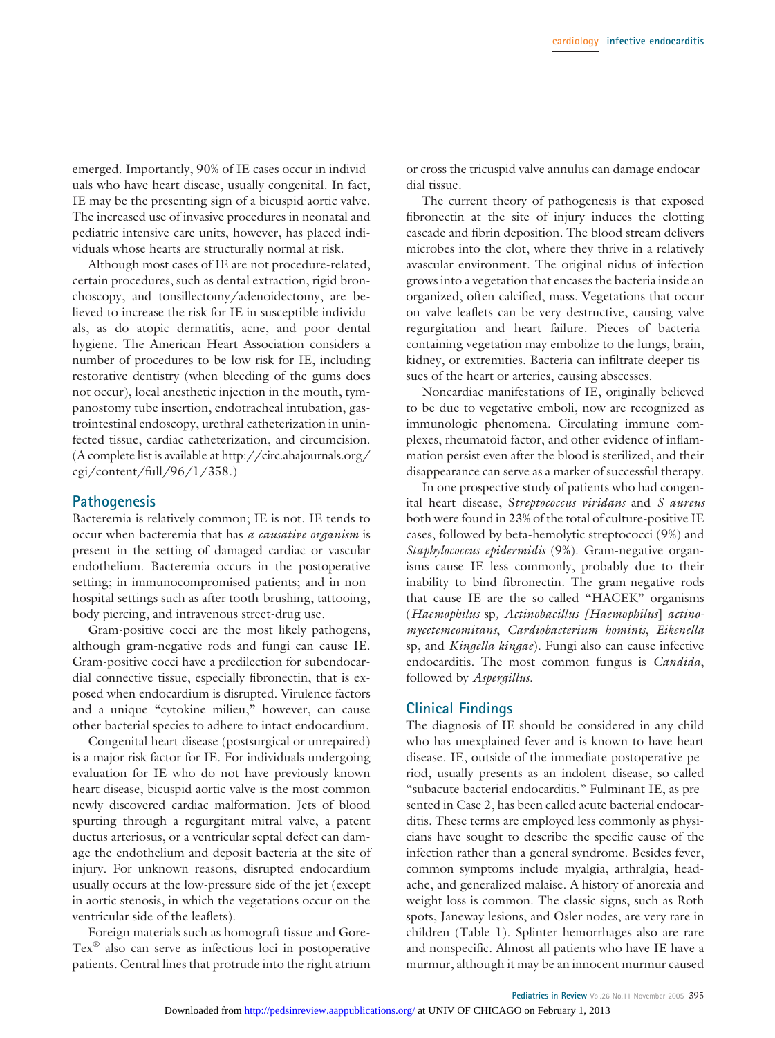emerged. Importantly, 90% of IE cases occur in individuals who have heart disease, usually congenital. In fact, IE may be the presenting sign of a bicuspid aortic valve. The increased use of invasive procedures in neonatal and pediatric intensive care units, however, has placed individuals whose hearts are structurally normal at risk.

Although most cases of IE are not procedure-related, certain procedures, such as dental extraction, rigid bronchoscopy, and tonsillectomy/adenoidectomy, are believed to increase the risk for IE in susceptible individuals, as do atopic dermatitis, acne, and poor dental hygiene. The American Heart Association considers a number of procedures to be low risk for IE, including restorative dentistry (when bleeding of the gums does not occur), local anesthetic injection in the mouth, tympanostomy tube insertion, endotracheal intubation, gastrointestinal endoscopy, urethral catheterization in uninfected tissue, cardiac catheterization, and circumcision. (A complete list is available at http://circ.ahajournals.org/cgi/content/full/96/1/358.)

## Pathogenesis

Bacteremia is relatively common; IE is not. IE tends to occur when bacteremia that has *a causative organism* is present in the setting of damaged cardiac or vascular endothelium. Bacteremia occurs in the postoperative setting; in immunocompromised patients; and in nonhospital settings such as after tooth-brushing, tattooing, body piercing, and intravenous street-drug use.

Gram-positive cocci are the most likely pathogens, although gram-negative rods and fungi can cause IE. Gram-positive cocci have a predilection for subendocardial connective tissue, especially fibronectin, that is exposed when endocardium is disrupted. Virulence factors and a unique "cytokine milieu," however, can cause other bacterial species to adhere to intact endocardium.

Congenital heart disease (postsurgical or unrepaired) is a major risk factor for IE. For individuals undergoing evaluation for IE who do not have previously known heart disease, bicuspid aortic valve is the most common newly discovered cardiac malformation. Jets of blood spurting through a regurgitant mitral valve, a patent ductus arteriosus, or a ventricular septal defect can damage the endothelium and deposit bacteria at the site of injury. For unknown reasons, disrupted endocardium usually occurs at the low-pressure side of the jet (except in aortic stenosis, in which the vegetations occur on the ventricular side of the leaflets).

Foreign materials such as homograft tissue and Gore-Tex® also can serve as infectious loci in postoperative patients. Central lines that protrude into the right atrium or cross the tricuspid valve annulus can damage endocardial tissue.

The current theory of pathogenesis is that exposed fibronectin at the site of injury induces the clotting cascade and fibrin deposition. The blood stream delivers microbes into the clot, where they thrive in a relatively avascular environment. The original nidus of infection grows into a vegetation that encases the bacteria inside an organized, often calcified, mass. Vegetations that occur on valve leaflets can be very destructive, causing valve regurgitation and heart failure. Pieces of bacteria-containing vegetation may embolize to the lungs, brain, kidney, or extremities. Bacteria can infiltrate deeper tissues of the heart or arteries, causing abscesses.

Noncardiac manifestations of IE, originally believed to be due to vegetative emboli, now are recognized as immunologic phenomena. Circulating immune complexes, rheumatoid factor, and other evidence of inflammation persist even after the blood is sterilized, and their disappearance can serve as a marker of successful therapy.

In one prospective study of patients who had congenital heart disease, S*treptococcus viridans* and *S aureus* both were found in 23% of the total of culture-positive IE cases, followed by beta-hemolytic streptococci (9%) and *Staphylococcus epidermidis* (9%). Gram-negative organisms cause IE less commonly, probably due to their inability to bind fibronectin. The gram-negative rods that cause IE are the so-called "HACEK" organisms (*Haemophilus* sp, *Actinobacillus [Haemophilus] actinomycetemcomitans*, *Cardiobacterium hominis*, *Eikenella* sp, and *Kingella kingae*). Fungi also can cause infective endocarditis. The most common fungus is *Candida*, followed by *Aspergillus*.

## Clinical Findings

The diagnosis of IE should be considered in any child who has unexplained fever and is known to have heart disease. IE, outside of the immediate postoperative period, usually presents as an indolent disease, so-called "subacute bacterial endocarditis." Fulminant IE, as presented in Case 2, has been called acute bacterial endocarditis. These terms are employed less commonly as physicians have sought to describe the specific cause of the infection rather than a general syndrome. Besides fever, common symptoms include myalgia, arthralgia, headache, and generalized malaise. A history of anorexia and weight loss is common. The classic signs, such as Roth spots, Janeway lesions, and Osler nodes, are very rare in children (Table 1). Splinter hemorrhages also are rare and nonspecific. Almost all patients who have IE have a murmur, although it may be an innocent murmur caused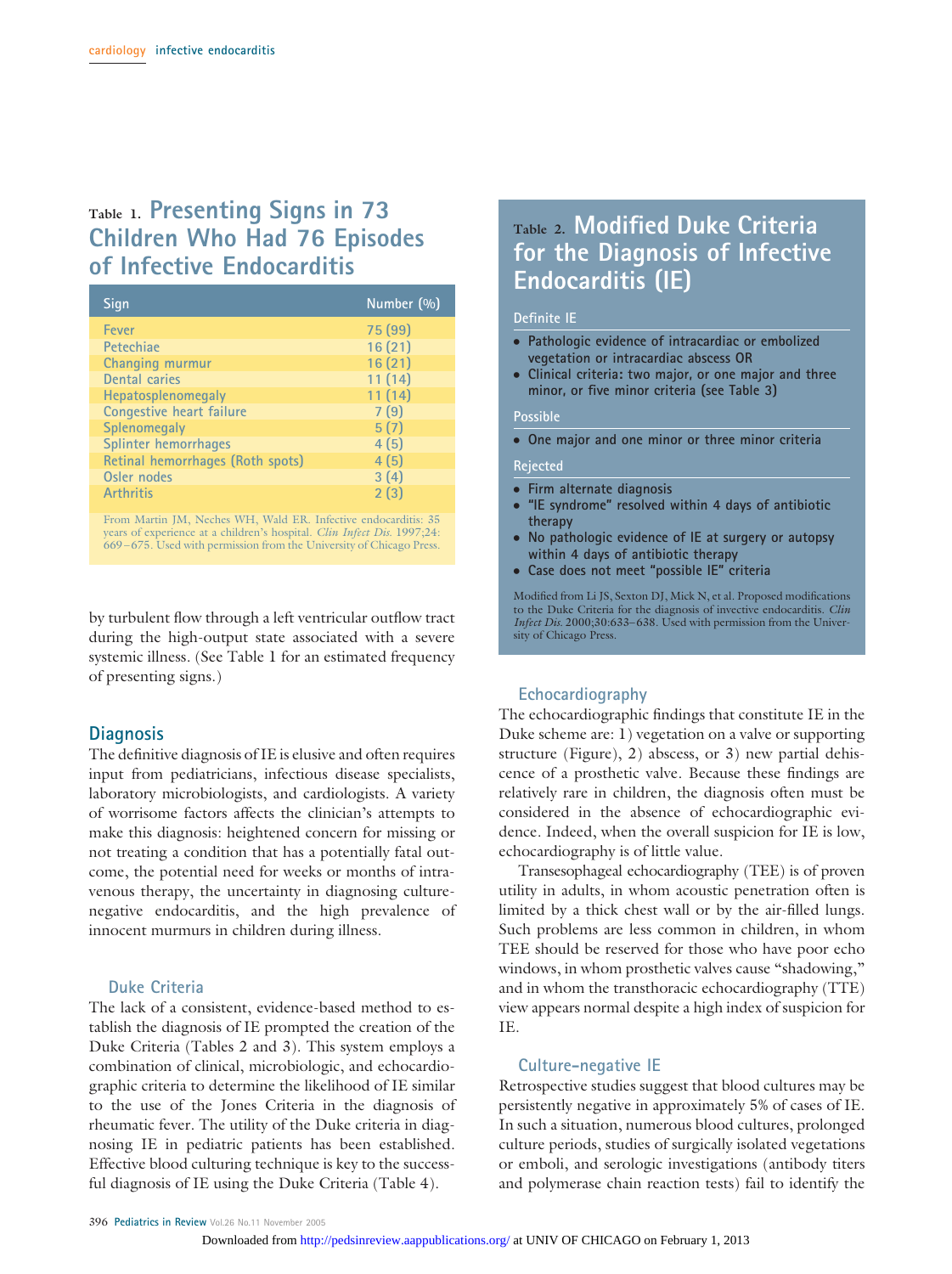### Table 1. Presenting Signs in 73 Children Who Had 76 Episodes of Infective Endocarditis

| Sign | Number (%) |
|---|---|
| Fever | 75 (99) |
| Petechiae | 16 (21) |
| Changing murmur | 16 (21) |
| Dental caries | 11 (14) |
| Hepatosplenomegaly | 11 (14) |
| Congestive heart failure | 7 (9) |
| Splenomegaly | 5 (7) |
| Splinter hemorrhages | 4 (5) |
| Retinal hemorrhages (Roth spots) | 4 (5) |
| Osler nodes | 3 (4) |
| Arthritis | 2 (3) |

From Martin JM, Neches WH, Wald ER. Infective endocarditis: 35 years of experience at a children's hospital. *Clin Infect Dis.* 1997;24:669–675. Used with permission from the University of Chicago Press.

by turbulent flow through a left ventricular outflow tract during the high-output state associated with a severe systemic illness. (See Table 1 for an estimated frequency of presenting signs.)

## Diagnosis

The definitive diagnosis of IE is elusive and often requires input from pediatricians, infectious disease specialists, laboratory microbiologists, and cardiologists. A variety of worrisome factors affects the clinician's attempts to make this diagnosis: heightened concern for missing or not treating a condition that has a potentially fatal outcome, the potential need for weeks or months of intravenous therapy, the uncertainty in diagnosing culture-negative endocarditis, and the high prevalence of innocent murmurs in children during illness.

### Duke Criteria

The lack of a consistent, evidence-based method to establish the diagnosis of IE prompted the creation of the Duke Criteria (Tables 2 and 3). This system employs a combination of clinical, microbiologic, and echocardiographic criteria to determine the likelihood of IE similar to the use of the Jones Criteria in the diagnosis of rheumatic fever. The utility of the Duke criteria in diagnosing IE in pediatric patients has been established. Effective blood culturing technique is key to the successful diagnosis of IE using the Duke Criteria (Table 4).

### Table 2. Modified Duke Criteria for the Diagnosis of Infective Endocarditis (IE)

**Definite IE**

- Pathologic evidence of intracardiac or embolized vegetation or intracardiac abscess OR
- Clinical criteria: two major, or one major and three minor, or five minor criteria (see Table 3)

**Possible**

- One major and one minor or three minor criteria

**Rejected**

- Firm alternate diagnosis
- "IE syndrome" resolved within 4 days of antibiotic therapy
- No pathologic evidence of IE at surgery or autopsy within 4 days of antibiotic therapy
- Case does not meet "possible IE" criteria

Modified from Li JS, Sexton DJ, Mick N, et al. Proposed modifications to the Duke Criteria for the diagnosis of invective endocarditis. *Clin Infect Dis.* 2000;30:633–638. Used with permission from the University of Chicago Press.

### Echocardiography

The echocardiographic findings that constitute IE in the Duke scheme are: 1) vegetation on a valve or supporting structure (Figure), 2) abscess, or 3) new partial dehiscence of a prosthetic valve. Because these findings are relatively rare in children, the diagnosis often must be considered in the absence of echocardiographic evidence. Indeed, when the overall suspicion for IE is low, echocardiography is of little value.

Transesophageal echocardiography (TEE) is of proven utility in adults, in whom acoustic penetration often is limited by a thick chest wall or by the air-filled lungs. Such problems are less common in children, in whom TEE should be reserved for those who have poor echo windows, in whom prosthetic valves cause "shadowing," and in whom the transthoracic echocardiography (TTE) view appears normal despite a high index of suspicion for IE.

### Culture-negative IE

Retrospective studies suggest that blood cultures may be persistently negative in approximately 5% of cases of IE. In such a situation, numerous blood cultures, prolonged culture periods, studies of surgically isolated vegetations or emboli, and serologic investigations (antibody titers and polymerase chain reaction tests) fail to identify the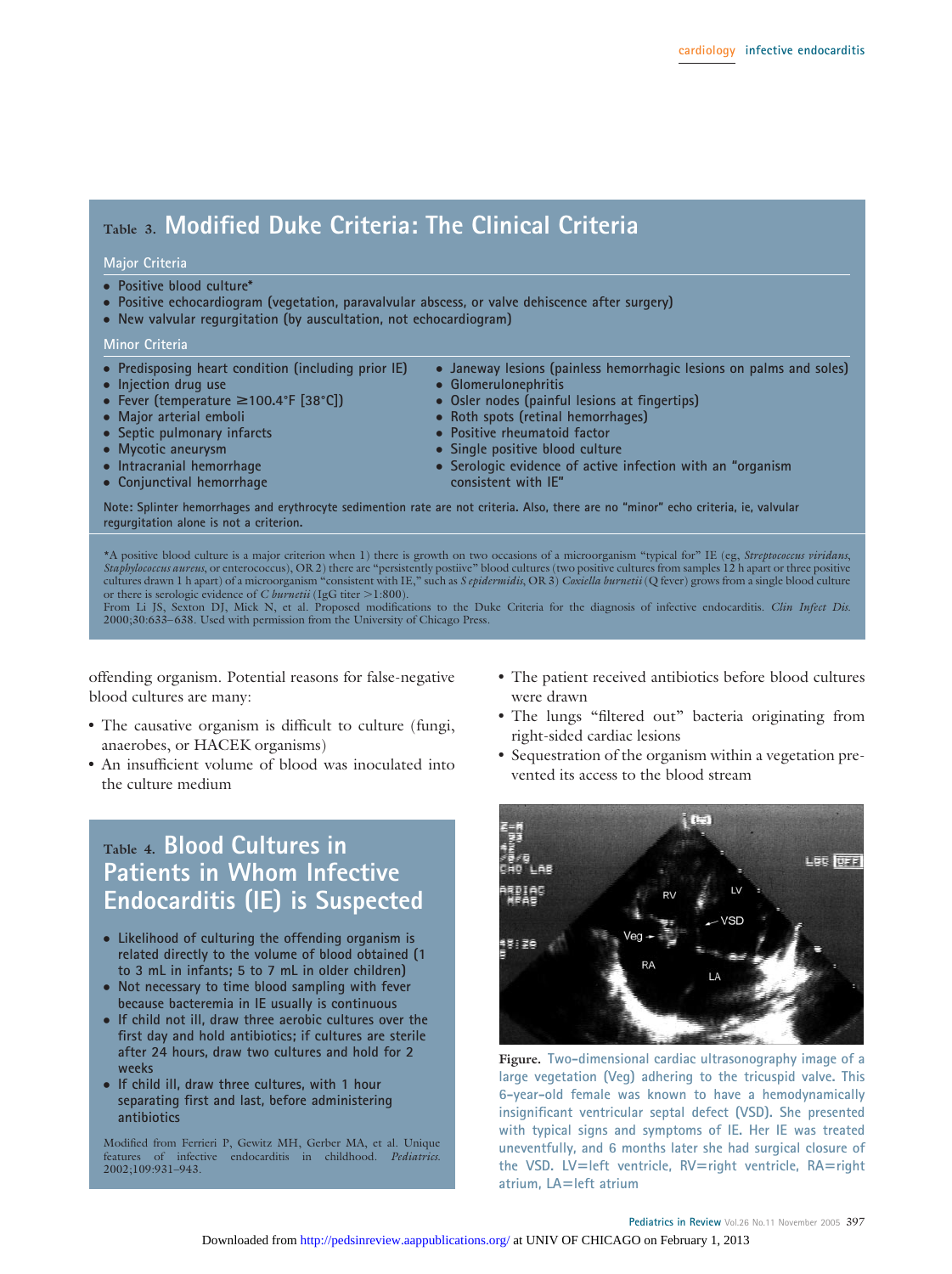## Table 3. Modified Duke Criteria: The Clinical Criteria

### Major Criteria

- Positive blood culture*
- Positive echocardiogram (vegetation, paravalvular abscess, or valve dehiscence after surgery)
- New valvular regurgitation (by auscultation, not echocardiogram)

### Minor Criteria

- Predisposing heart condition (including prior IE)
- Injection drug use
- Fever (temperature ≥100.4°F [38°C])
- Major arterial emboli
- Septic pulmonary infarcts
- Mycotic aneurysm
- Intracranial hemorrhage
- Conjunctival hemorrhage
- Janeway lesions (painless hemorrhagic lesions on palms and soles)
- Glomerulonephritis
- Osler nodes (painful lesions at fingertips)
- Roth spots (retinal hemorrhages)
- Positive rheumatoid factor
- Single positive blood culture
- Serologic evidence of active infection with an "organism consistent with IE"

Note: Splinter hemorrhages and erythrocyte sedimentation rate are not criteria. Also, there are no "minor" echo criteria, ie, valvular regurgitation alone is not a criterion.

*A positive blood culture is a major criterion when 1) there is growth on two occasions of a microorganism "typical for" IE (eg, *Streptococcus viridans*, *Staphylococcus aureus*, or enterococcus), OR 2) there are "persistently postiive" blood cultures (two positive cultures from samples 12 h apart or three positive cultures drawn 1 h apart) of a microorganism "consistent with IE," such as *S epidermidis*, OR 3) *Coxiella burnetii* (Q fever) grows from a single blood culture or there is serologic evidence of *C burnetii* (IgG titer >1:800).

From Li JS, Sexton DJ, Mick N, et al. Proposed modifications to the Duke Criteria for the diagnosis of infective endocarditis. *Clin Infect Dis.* 2000;30:633–638. Used with permission from the University of Chicago Press.

offending organism. Potential reasons for false-negative blood cultures are many:

- The causative organism is difficult to culture (fungi, anaerobes, or HACEK organisms)
- An insufficient volume of blood was inoculated into the culture medium
- The patient received antibiotics before blood cultures were drawn
- The lungs "filtered out" bacteria originating from right-sided cardiac lesions
- Sequestration of the organism within a vegetation prevented its access to the blood stream

## Table 4. Blood Cultures in Patients in Whom Infective Endocarditis (IE) is Suspected

- Likelihood of culturing the offending organism is related directly to the volume of blood obtained (1 to 3 mL in infants; 5 to 7 mL in older children)
- Not necessary to time blood sampling with fever because bacteremia in IE usually is continuous
- If child not ill, draw three aerobic cultures over the first day and hold antibiotics; if cultures are sterile after 24 hours, draw two cultures and hold for 2 weeks
- If child ill, draw three cultures, with 1 hour separating first and last, before administering antibiotics

Modified from Ferrieri P, Gewitz MH, Gerber MA, et al. Unique features of infective endocarditis in childhood. *Pediatrics.* 2002;109:931–943.

**Figure.** Two-dimensional cardiac ultrasonography image of a large vegetation (Veg) adhering to the tricuspid valve. This 6-year-old female was known to have a hemodynamically insignificant ventricular septal defect (VSD). She presented with typical signs and symptoms of IE. Her IE was treated uneventfully, and 6 months later she had surgical closure of the VSD. LV=left ventricle, RV=right ventricle, RA=right atrium, LA=left atrium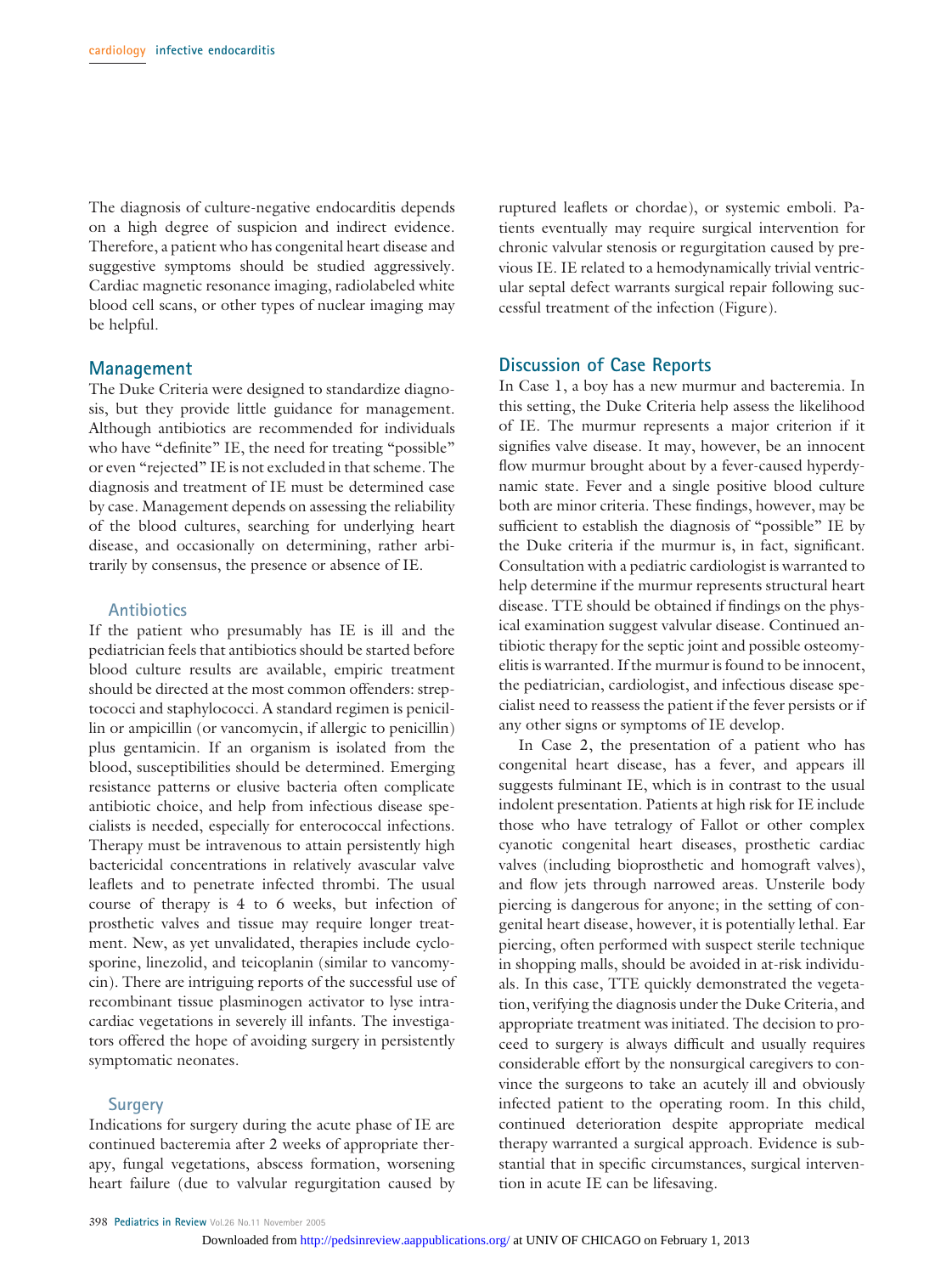The diagnosis of culture-negative endocarditis depends on a high degree of suspicion and indirect evidence. Therefore, a patient who has congenital heart disease and suggestive symptoms should be studied aggressively. Cardiac magnetic resonance imaging, radiolabeled white blood cell scans, or other types of nuclear imaging may be helpful.

## Management

The Duke Criteria were designed to standardize diagnosis, but they provide little guidance for management. Although antibiotics are recommended for individuals who have "definite" IE, the need for treating "possible" or even "rejected" IE is not excluded in that scheme. The diagnosis and treatment of IE must be determined case by case. Management depends on assessing the reliability of the blood cultures, searching for underlying heart disease, and occasionally on determining, rather arbitrarily by consensus, the presence or absence of IE.

### Antibiotics

If the patient who presumably has IE is ill and the pediatrician feels that antibiotics should be started before blood culture results are available, empiric treatment should be directed at the most common offenders: streptococci and staphylococci. A standard regimen is penicillin or ampicillin (or vancomycin, if allergic to penicillin) plus gentamicin. If an organism is isolated from the blood, susceptibilities should be determined. Emerging resistance patterns or elusive bacteria often complicate antibiotic choice, and help from infectious disease specialists is needed, especially for enterococcal infections. Therapy must be intravenous to attain persistently high bactericidal concentrations in relatively avascular valve leaflets and to penetrate infected thrombi. The usual course of therapy is 4 to 6 weeks, but infection of prosthetic valves and tissue may require longer treatment. New, as yet unvalidated, therapies include cyclosporine, linezolid, and teicoplanin (similar to vancomycin). There are intriguing reports of the successful use of recombinant tissue plasminogen activator to lyse intracardiac vegetations in severely ill infants. The investigators offered the hope of avoiding surgery in persistently symptomatic neonates.

### Surgery

Indications for surgery during the acute phase of IE are continued bacteremia after 2 weeks of appropriate therapy, fungal vegetations, abscess formation, worsening heart failure (due to valvular regurgitation caused by ruptured leaflets or chordae), or systemic emboli. Patients eventually may require surgical intervention for chronic valvular stenosis or regurgitation caused by previous IE. IE related to a hemodynamically trivial ventricular septal defect warrants surgical repair following successful treatment of the infection (Figure).

## Discussion of Case Reports

In Case 1, a boy has a new murmur and bacteremia. In this setting, the Duke Criteria help assess the likelihood of IE. The murmur represents a major criterion if it signifies valve disease. It may, however, be an innocent flow murmur brought about by a fever-caused hyperdynamic state. Fever and a single positive blood culture both are minor criteria. These findings, however, may be sufficient to establish the diagnosis of "possible" IE by the Duke criteria if the murmur is, in fact, significant. Consultation with a pediatric cardiologist is warranted to help determine if the murmur represents structural heart disease. TTE should be obtained if findings on the physical examination suggest valvular disease. Continued antibiotic therapy for the septic joint and possible osteomyelitis is warranted. If the murmur is found to be innocent, the pediatrician, cardiologist, and infectious disease specialist need to reassess the patient if the fever persists or if any other signs or symptoms of IE develop.

In Case 2, the presentation of a patient who has congenital heart disease, has a fever, and appears ill suggests fulminant IE, which is in contrast to the usual indolent presentation. Patients at high risk for IE include those who have tetralogy of Fallot or other complex cyanotic congenital heart diseases, prosthetic cardiac valves (including bioprosthetic and homograft valves), and flow jets through narrowed areas. Unsterile body piercing is dangerous for anyone; in the setting of congenital heart disease, however, it is potentially lethal. Ear piercing, often performed with suspect sterile technique in shopping malls, should be avoided in at-risk individuals. In this case, TTE quickly demonstrated the vegetation, verifying the diagnosis under the Duke Criteria, and appropriate treatment was initiated. The decision to proceed to surgery is always difficult and usually requires considerable effort by the nonsurgical caregivers to convince the surgeons to take an acutely ill and obviously infected patient to the operating room. In this child, continued deterioration despite appropriate medical therapy warranted a surgical approach. Evidence is substantial that in specific circumstances, surgical intervention in acute IE can be lifesaving.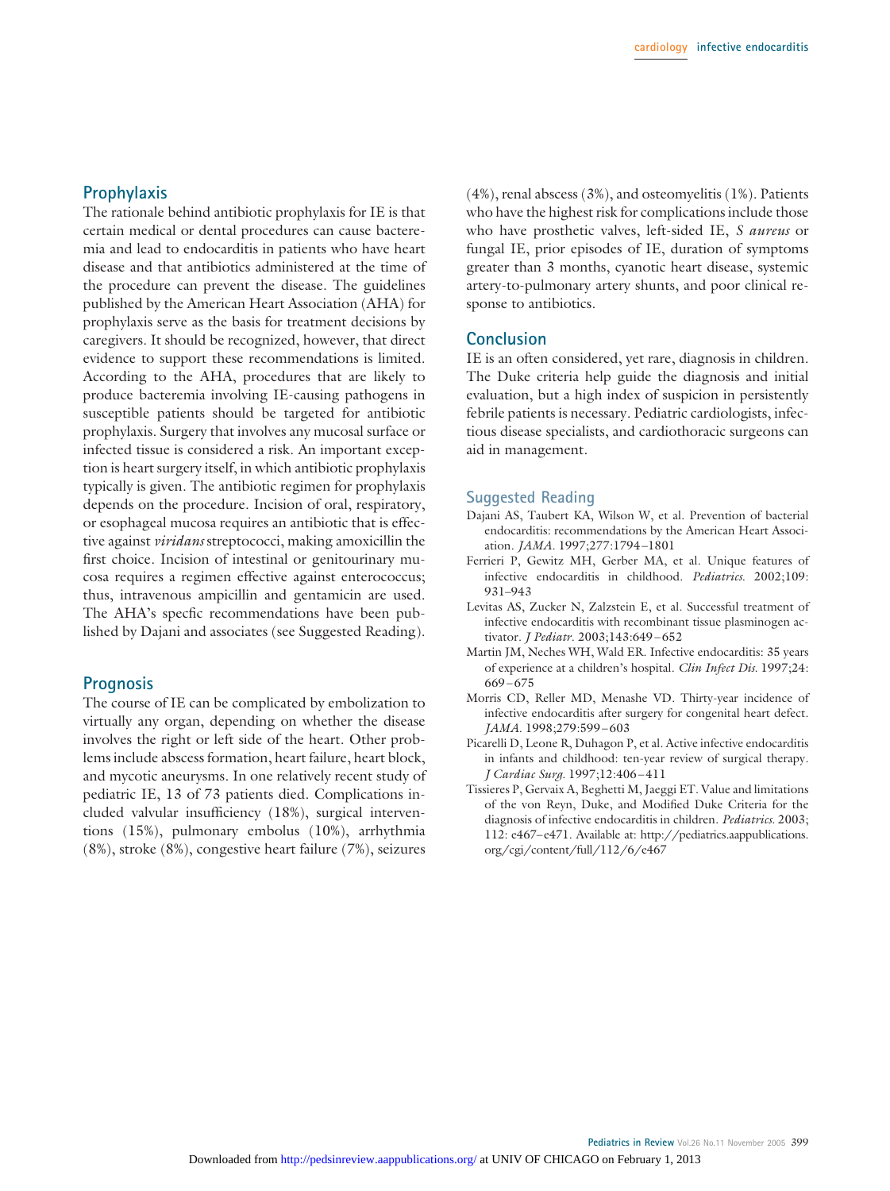## Prophylaxis

The rationale behind antibiotic prophylaxis for IE is that certain medical or dental procedures can cause bacteremia and lead to endocarditis in patients who have heart disease and that antibiotics administered at the time of the procedure can prevent the disease. The guidelines published by the American Heart Association (AHA) for prophylaxis serve as the basis for treatment decisions by caregivers. It should be recognized, however, that direct evidence to support these recommendations is limited. According to the AHA, procedures that are likely to produce bacteremia involving IE-causing pathogens in susceptible patients should be targeted for antibiotic prophylaxis. Surgery that involves any mucosal surface or infected tissue is considered a risk. An important exception is heart surgery itself, in which antibiotic prophylaxis typically is given. The antibiotic regimen for prophylaxis depends on the procedure. Incision of oral, respiratory, or esophageal mucosa requires an antibiotic that is effective against *viridans* streptococci, making amoxicillin the first choice. Incision of intestinal or genitourinary mucosa requires a regimen effective against enterococcus; thus, intravenous ampicillin and gentamicin are used. The AHA's specfic recommendations have been published by Dajani and associates (see Suggested Reading).

## Prognosis

The course of IE can be complicated by embolization to virtually any organ, depending on whether the disease involves the right or left side of the heart. Other problems include abscess formation, heart failure, heart block, and mycotic aneurysms. In one relatively recent study of pediatric IE, 13 of 73 patients died. Complications included valvular insufficiency (18%), surgical interventions (15%), pulmonary embolus (10%), arrhythmia (8%), stroke (8%), congestive heart failure (7%), seizures (4%), renal abscess (3%), and osteomyelitis (1%). Patients who have the highest risk for complications include those who have prosthetic valves, left-sided IE, *S aureus* or fungal IE, prior episodes of IE, duration of symptoms greater than 3 months, cyanotic heart disease, systemic artery-to-pulmonary artery shunts, and poor clinical response to antibiotics.

## Conclusion

IE is an often considered, yet rare, diagnosis in children. The Duke criteria help guide the diagnosis and initial evaluation, but a high index of suspicion in persistently febrile patients is necessary. Pediatric cardiologists, infectious disease specialists, and cardiothoracic surgeons can aid in management.

## Suggested Reading

Dajani AS, Taubert KA, Wilson W, et al. Prevention of bacterial endocarditis: recommendations by the American Heart Association. *JAMA.* 1997;277:1794–1801

Ferrieri P, Gewitz MH, Gerber MA, et al. Unique features of infective endocarditis in childhood. *Pediatrics.* 2002;109: 931–943

Levitas AS, Zucker N, Zalzstein E, et al. Successful treatment of infective endocarditis with recombinant tissue plasminogen activator. *J Pediatr.* 2003;143:649–652

Martin JM, Neches WH, Wald ER. Infective endocarditis: 35 years of experience at a children's hospital. *Clin Infect Dis.* 1997;24: 669–675

Morris CD, Reller MD, Menashe VD. Thirty-year incidence of infective endocarditis after surgery for congenital heart defect. *JAMA.* 1998;279:599–603

Picarelli D, Leone R, Duhagon P, et al. Active infective endocarditis in infants and childhood: ten-year review of surgical therapy. *J Cardiac Surg.* 1997;12:406–411

Tissieres P, Gervaix A, Beghetti M, Jaeggi ET. Value and limitations of the von Reyn, Duke, and Modified Duke Criteria for the diagnosis of infective endocarditis in children. *Pediatrics.* 2003; 112: e467–e471. Available at: http://pediatrics.aappublications.org/cgi/content/full/112/6/e467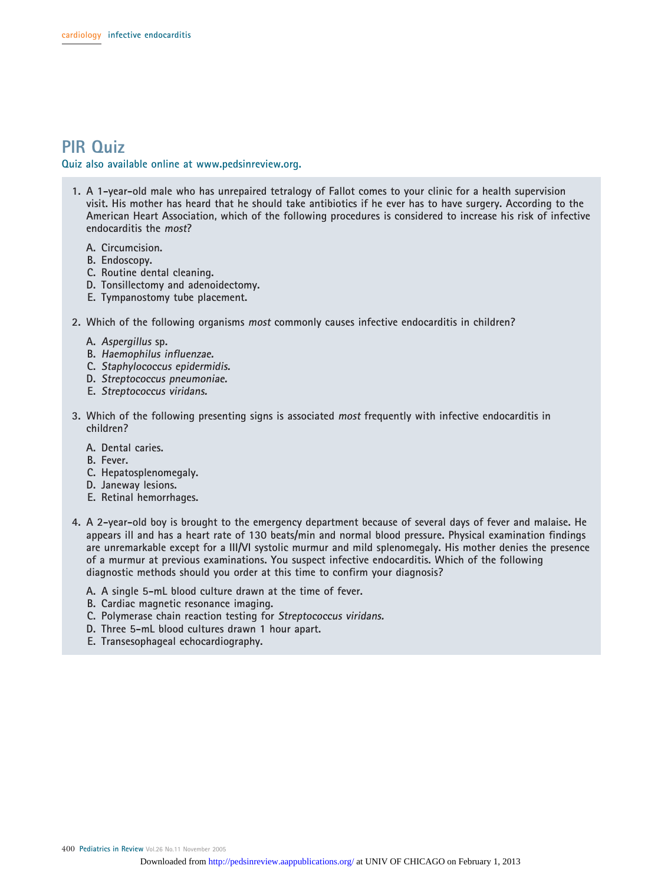# PIR Quiz

**Quiz also available online at www.pedsinreview.org.**

1. A 1-year-old male who has unrepaired tetralogy of Fallot comes to your clinic for a health supervision visit. His mother has heard that he should take antibiotics if he ever has to have surgery. According to the American Heart Association, which of the following procedures is considered to increase his risk of infective endocarditis the *most*?

   A. Circumcision.
   B. Endoscopy.
   C. Routine dental cleaning.
   D. Tonsillectomy and adenoidectomy.
   E. Tympanostomy tube placement.

2. Which of the following organisms *most* commonly causes infective endocarditis in children?

   A. *Aspergillus* sp.
   B. *Haemophilus influenzae.*
   C. *Staphylococcus epidermidis.*
   D. *Streptococcus pneumoniae.*
   E. *Streptococcus viridans.*

3. Which of the following presenting signs is associated *most* frequently with infective endocarditis in children?

   A. Dental caries.
   B. Fever.
   C. Hepatosplenomegaly.
   D. Janeway lesions.
   E. Retinal hemorrhages.

4. A 2-year-old boy is brought to the emergency department because of several days of fever and malaise. He appears ill and has a heart rate of 130 beats/min and normal blood pressure. Physical examination findings are unremarkable except for a III/VI systolic murmur and mild splenomegaly. His mother denies the presence of a murmur at previous examinations. You suspect infective endocarditis. Which of the following diagnostic methods should you order at this time to confirm your diagnosis?

   A. A single 5-mL blood culture drawn at the time of fever.
   B. Cardiac magnetic resonance imaging.
   C. Polymerase chain reaction testing for *Streptococcus viridans.*
   D. Three 5-mL blood cultures drawn 1 hour apart.
   E. Transesophageal echocardiography.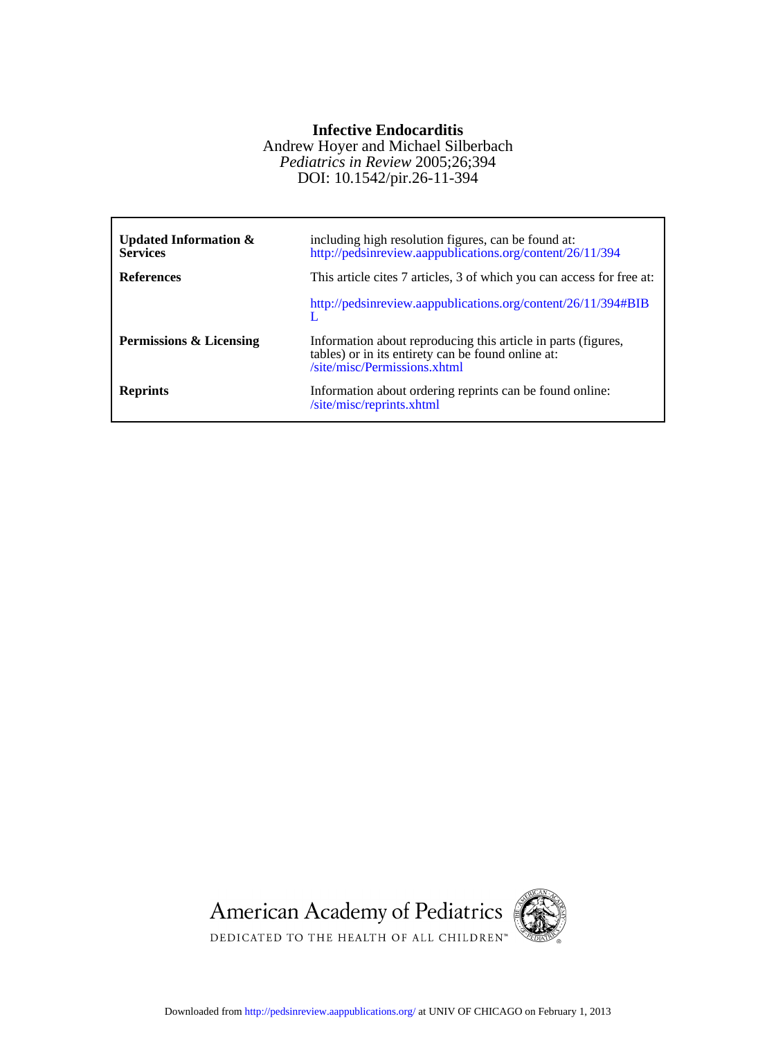# Infective Endocarditis

Andrew Hoyer and Michael Silberbach

*Pediatrics in Review* 2005;26;394

DOI: 10.1542/pir.26-11-394

| | |
|---|---|
| **Updated Information & Services** | including high resolution figures, can be found at: http://pedsinreview.aappublications.org/content/26/11/394 |
| **References** | This article cites 7 articles, 3 of which you can access for free at: http://pedsinreview.aappublications.org/content/26/11/394#BIBL |
| **Permissions & Licensing** | Information about reproducing this article in parts (figures, tables) or in its entirety can be found online at: /site/misc/Permissions.xhtml |
| **Reprints** | Information about ordering reprints can be found online: /site/misc/reprints.xhtml |

American Academy of Pediatrics

DEDICATED TO THE HEALTH OF ALL CHILDREN™

Downloaded from http://pedsinreview.aappublications.org/ at UNIV OF CHICAGO on February 1, 2013